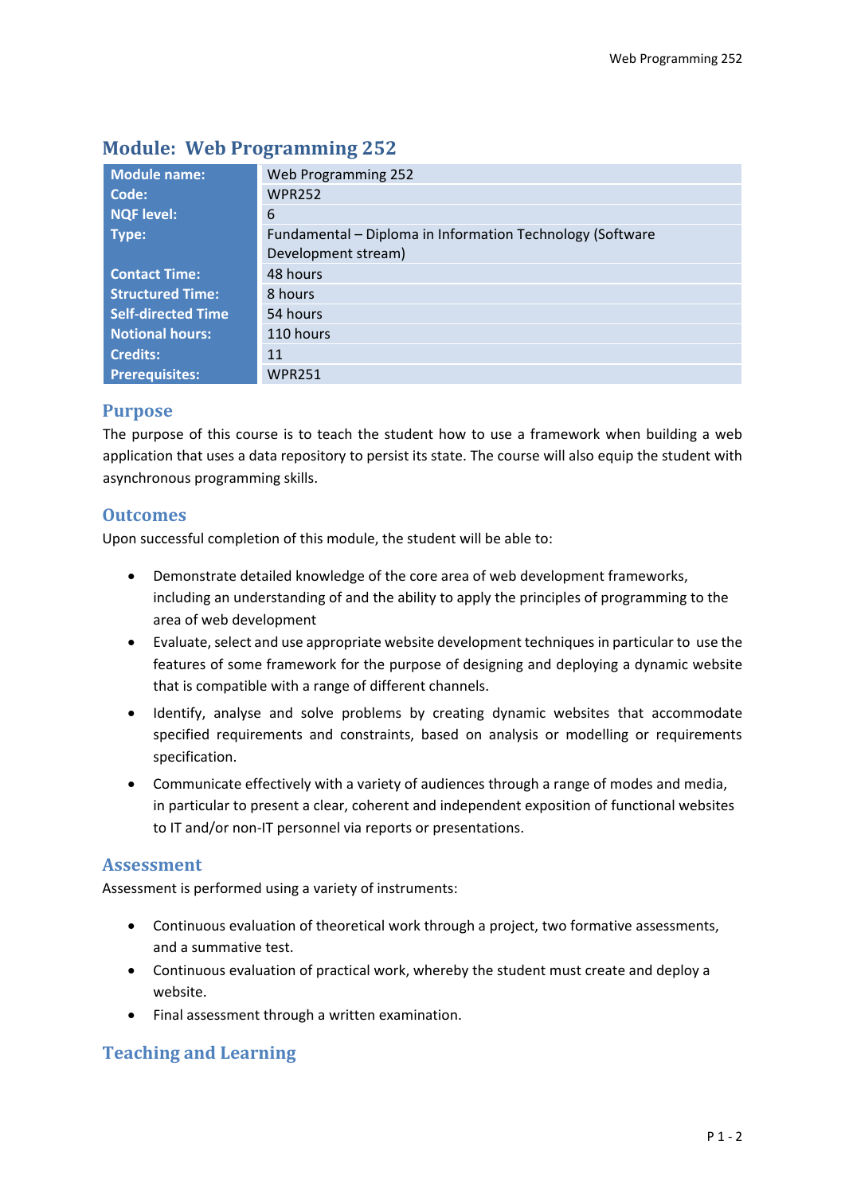# Module: Web Programming 252

| Module name: | Web Programming 252 |
|---|---|
| Code: | WPR252 |
| NQF level: | 6 |
| Type: | Fundamental – Diploma in Information Technology (Software Development stream) |
| Contact Time: | 48 hours |
| Structured Time: | 8 hours |
| Self-directed Time | 54 hours |
| Notional hours: | 110 hours |
| Credits: | 11 |
| Prerequisites: | WPR251 |

## Purpose

The purpose of this course is to teach the student how to use a framework when building a web application that uses a data repository to persist its state. The course will also equip the student with asynchronous programming skills.

## Outcomes

Upon successful completion of this module, the student will be able to:

- Demonstrate detailed knowledge of the core area of web development frameworks, including an understanding of and the ability to apply the principles of programming to the area of web development
- Evaluate, select and use appropriate website development techniques in particular to use the features of some framework for the purpose of designing and deploying a dynamic website that is compatible with a range of different channels.
- Identify, analyse and solve problems by creating dynamic websites that accommodate specified requirements and constraints, based on analysis or modelling or requirements specification.
- Communicate effectively with a variety of audiences through a range of modes and media, in particular to present a clear, coherent and independent exposition of functional websites to IT and/or non-IT personnel via reports or presentations.

## Assessment

Assessment is performed using a variety of instruments:

- Continuous evaluation of theoretical work through a project, two formative assessments, and a summative test.
- Continuous evaluation of practical work, whereby the student must create and deploy a website.
- Final assessment through a written examination.

## Teaching and Learning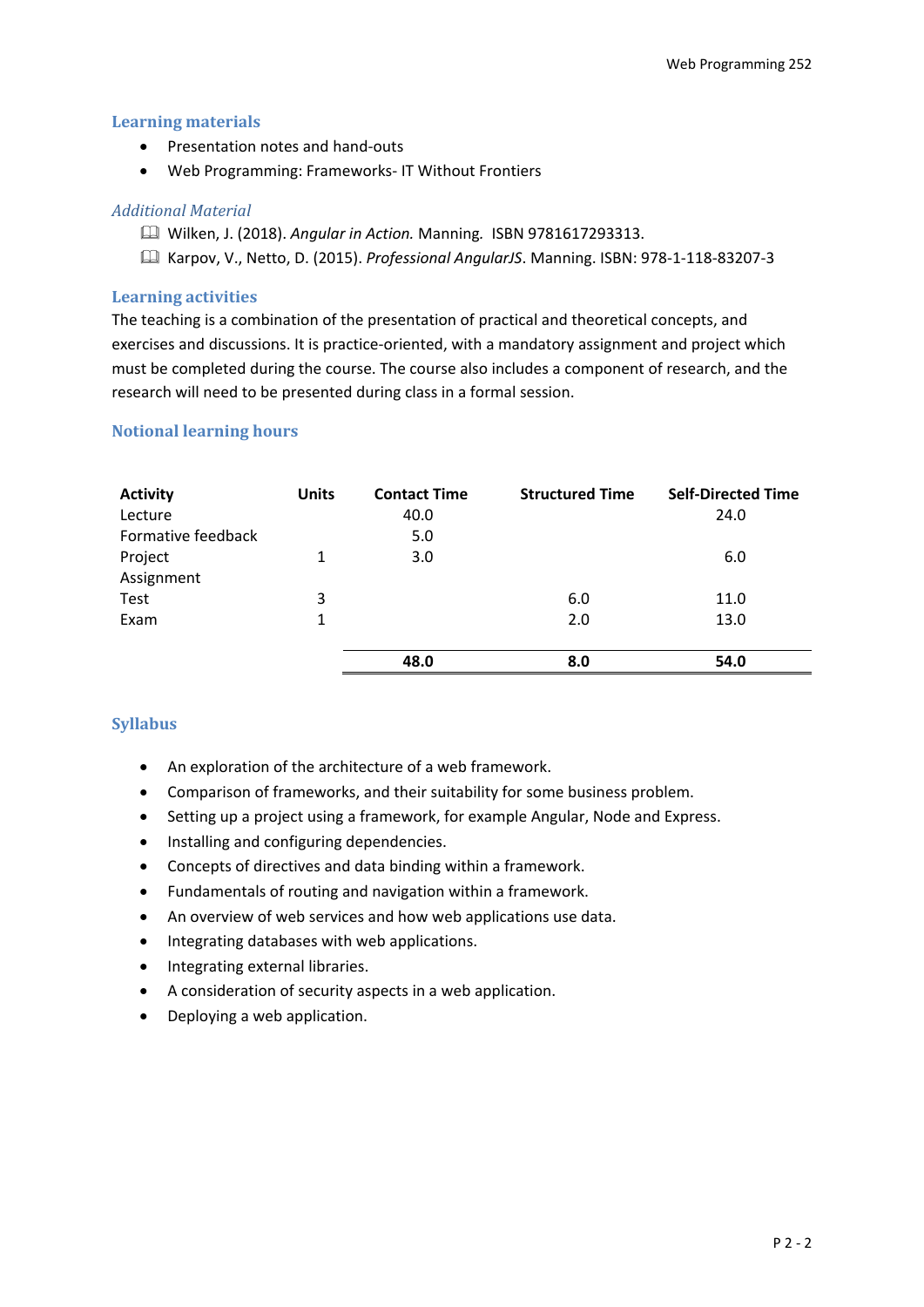## Learning materials

- Presentation notes and hand-outs
- Web Programming: Frameworks- IT Without Frontiers

### *Additional Material*

- 🕮 Wilken, J. (2018). *Angular in Action.* Manning. ISBN 9781617293313.
- 🕮 Karpov, V., Netto, D. (2015). *Professional AngularJS*. Manning. ISBN: 978-1-118-83207-3

## Learning activities

The teaching is a combination of the presentation of practical and theoretical concepts, and exercises and discussions. It is practice-oriented, with a mandatory assignment and project which must be completed during the course. The course also includes a component of research, and the research will need to be presented during class in a formal session.

## Notional learning hours

| Activity | Units | Contact Time | Structured Time | Self-Directed Time |
|---|---|---|---|---|
| Lecture | | 40.0 | | 24.0 |
| Formative feedback | | 5.0 | | |
| Project Assignment | 1 | 3.0 | | 6.0 |
| Test | 3 | | 6.0 | 11.0 |
| Exam | 1 | | 2.0 | 13.0 |
| | | **48.0** | **8.0** | **54.0** |

## Syllabus

- An exploration of the architecture of a web framework.
- Comparison of frameworks, and their suitability for some business problem.
- Setting up a project using a framework, for example Angular, Node and Express.
- Installing and configuring dependencies.
- Concepts of directives and data binding within a framework.
- Fundamentals of routing and navigation within a framework.
- An overview of web services and how web applications use data.
- Integrating databases with web applications.
- Integrating external libraries.
- A consideration of security aspects in a web application.
- Deploying a web application.